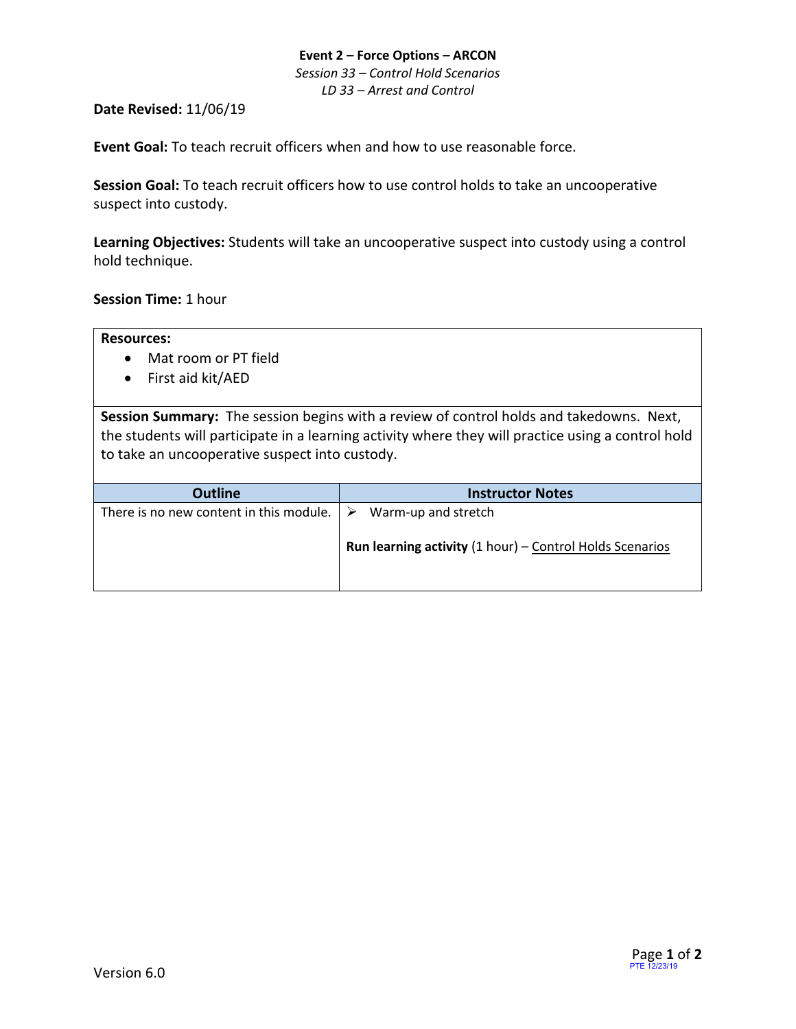**Event 2 – Force Options – ARCON**

*Session 33 – Control Hold Scenarios*

*LD 33 – Arrest and Control*

**Date Revised:** 11/06/19

**Event Goal:** To teach recruit officers when and how to use reasonable force.

**Session Goal:** To teach recruit officers how to use control holds to take an uncooperative suspect into custody.

**Learning Objectives:** Students will take an uncooperative suspect into custody using a control hold technique.

**Session Time:** 1 hour

**Resources:**

- Mat room or PT field
- First aid kit/AED

**Session Summary:** The session begins with a review of control holds and takedowns. Next, the students will participate in a learning activity where they will practice using a control hold to take an uncooperative suspect into custody.

| Outline | Instructor Notes |
|---|---|
| There is no new content in this module. | ➢ Warm-up and stretch<br><br>**Run learning activity** (1 hour) – Control Holds Scenarios |

Version 6.0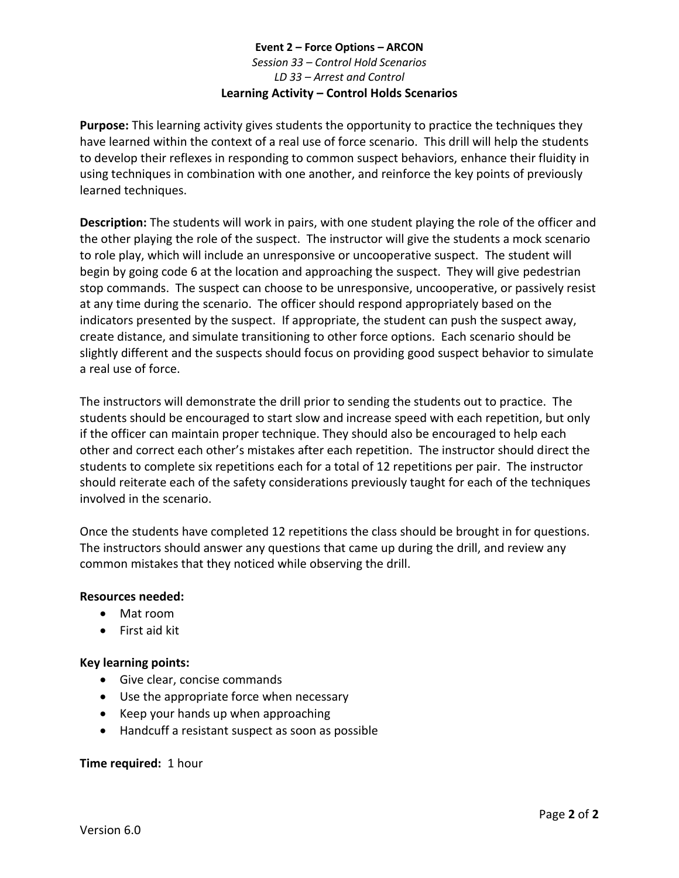**Event 2 – Force Options – ARCON**

*Session 33 – Control Hold Scenarios*

*LD 33 – Arrest and Control*

**Learning Activity – Control Holds Scenarios**

**Purpose:** This learning activity gives students the opportunity to practice the techniques they have learned within the context of a real use of force scenario. This drill will help the students to develop their reflexes in responding to common suspect behaviors, enhance their fluidity in using techniques in combination with one another, and reinforce the key points of previously learned techniques.

**Description:** The students will work in pairs, with one student playing the role of the officer and the other playing the role of the suspect. The instructor will give the students a mock scenario to role play, which will include an unresponsive or uncooperative suspect. The student will begin by going code 6 at the location and approaching the suspect. They will give pedestrian stop commands. The suspect can choose to be unresponsive, uncooperative, or passively resist at any time during the scenario. The officer should respond appropriately based on the indicators presented by the suspect. If appropriate, the student can push the suspect away, create distance, and simulate transitioning to other force options. Each scenario should be slightly different and the suspects should focus on providing good suspect behavior to simulate a real use of force.

The instructors will demonstrate the drill prior to sending the students out to practice. The students should be encouraged to start slow and increase speed with each repetition, but only if the officer can maintain proper technique. They should also be encouraged to help each other and correct each other's mistakes after each repetition. The instructor should direct the students to complete six repetitions each for a total of 12 repetitions per pair. The instructor should reiterate each of the safety considerations previously taught for each of the techniques involved in the scenario.

Once the students have completed 12 repetitions the class should be brought in for questions. The instructors should answer any questions that came up during the drill, and review any common mistakes that they noticed while observing the drill.

**Resources needed:**

- Mat room
- First aid kit

**Key learning points:**

- Give clear, concise commands
- Use the appropriate force when necessary
- Keep your hands up when approaching
- Handcuff a resistant suspect as soon as possible

**Time required:** 1 hour

Version 6.0